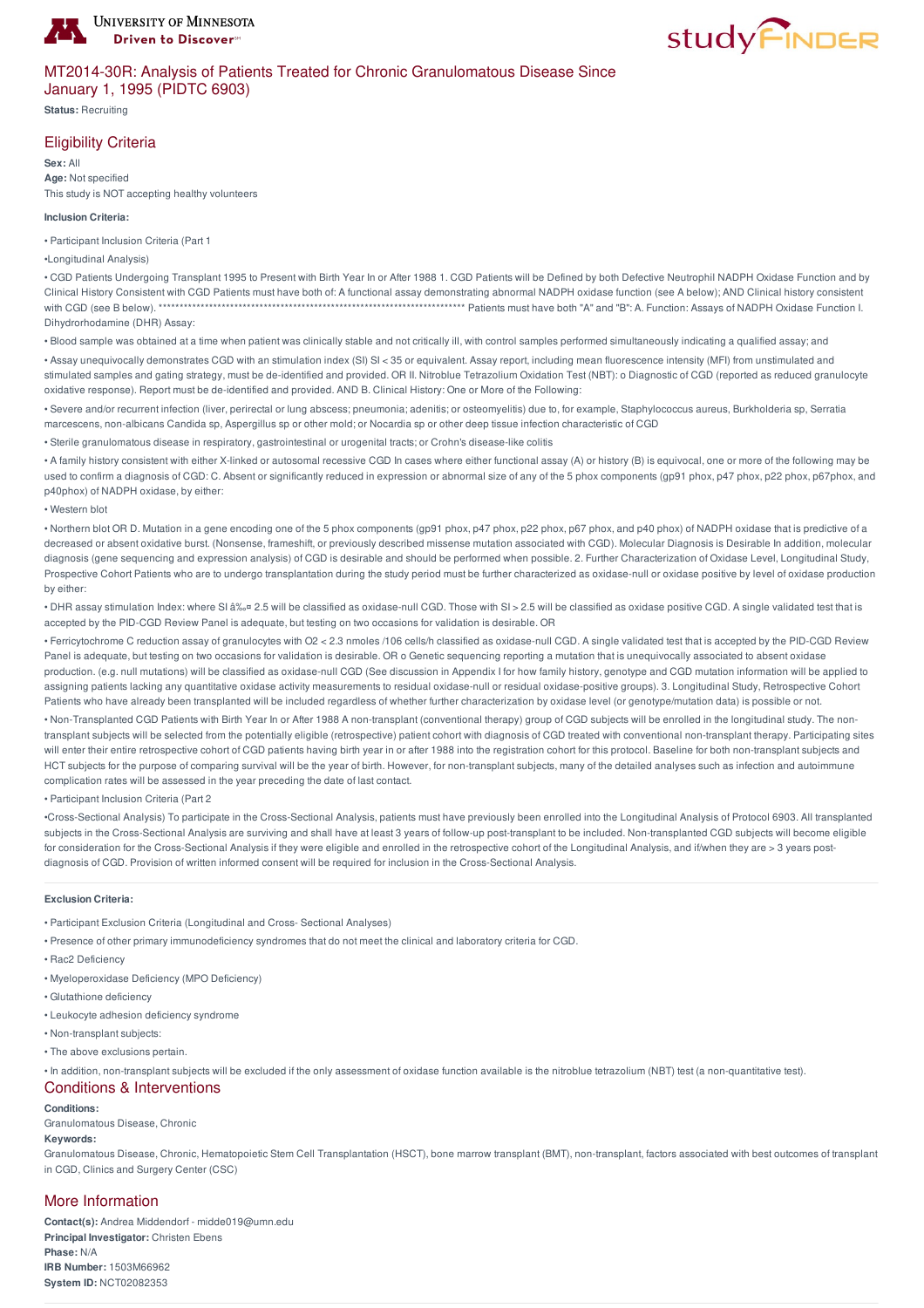# MT2014-30R: Analysis of Patients Treated for Chronic Granulomatous Disease Since January 1, 1995 (PIDTC 6903)

**Status:** Recruiting

## Eligibility Criteria

**Sex:** All
**Age:** Not specified
This study is NOT accepting healthy volunteers

**Inclusion Criteria:**

- Participant Inclusion Criteria (Part 1
- Longitudinal Analysis)
- CGD Patients Undergoing Transplant 1995 to Present with Birth Year In or After 1988 1. CGD Patients will be Defined by both Defective Neutrophil NADPH Oxidase Function and by Clinical History Consistent with CGD Patients must have both of: A functional assay demonstrating abnormal NADPH oxidase function (see A below); AND Clinical history consistent with CGD (see B below). ********************************************************************** Patients must have both "A" and "B": A. Function: Assays of NADPH Oxidase Function I. Dihydrorhodamine (DHR) Assay:
- Blood sample was obtained at a time when patient was clinically stable and not critically ill, with control samples performed simultaneously indicating a qualified assay; and
- Assay unequivocally demonstrates CGD with an stimulation index (SI) SI < 35 or equivalent. Assay report, including mean fluorescence intensity (MFI) from unstimulated and stimulated samples and gating strategy, must be de-identified and provided. OR II. Nitroblue Tetrazolium Oxidation Test (NBT): o Diagnostic of CGD (reported as reduced granulocyte oxidative response). Report must be de-identified and provided. AND B. Clinical History: One or More of the Following:
- Severe and/or recurrent infection (liver, perirectal or lung abscess; pneumonia; adenitis; or osteomyelitis) due to, for example, Staphylococcus aureus, Burkholderia sp, Serratia marcescens, non-albicans Candida sp, Aspergillus sp or other mold; or Nocardia sp or other deep tissue infection characteristic of CGD
- Sterile granulomatous disease in respiratory, gastrointestinal or urogenital tracts; or Crohn's disease-like colitis
- A family history consistent with either X-linked or autosomal recessive CGD In cases where either functional assay (A) or history (B) is equivocal, one or more of the following may be used to confirm a diagnosis of CGD: C. Absent or significantly reduced in expression or abnormal size of any of the 5 phox components (gp91 phox, p47 phox, p22 phox, p67phox, and p40phox) of NADPH oxidase, by either:
- Western blot
- Northern blot OR D. Mutation in a gene encoding one of the 5 phox components (gp91 phox, p47 phox, p22 phox, p67 phox, and p40 phox) of NADPH oxidase that is predictive of a decreased or absent oxidative burst. (Nonsense, frameshift, or previously described missense mutation associated with CGD). Molecular Diagnosis is Desirable In addition, molecular diagnosis (gene sequencing and expression analysis) of CGD is desirable and should be performed when possible. 2. Further Characterization of Oxidase Level, Longitudinal Study, Prospective Cohort Patients who are to undergo transplantation during the study period must be further characterized as oxidase-null or oxidase positive by level of oxidase production by either:
- DHR assay stimulation Index: where SI â‰¤ 2.5 will be classified as oxidase-null CGD. Those with SI > 2.5 will be classified as oxidase positive CGD. A single validated test that is accepted by the PID-CGD Review Panel is adequate, but testing on two occasions for validation is desirable. OR
- Ferricytochrome C reduction assay of granulocytes with O2 < 2.3 nmoles /106 cells/h classified as oxidase-null CGD. A single validated test that is accepted by the PID-CGD Review Panel is adequate, but testing on two occasions for validation is desirable. OR o Genetic sequencing reporting a mutation that is unequivocally associated to absent oxidase production. (e.g. null mutations) will be classified as oxidase-null CGD (See discussion in Appendix I for how family history, genotype and CGD mutation information will be applied to assigning patients lacking any quantitative oxidase activity measurements to residual oxidase-null or residual oxidase-positive groups). 3. Longitudinal Study, Retrospective Cohort Patients who have already been transplanted will be included regardless of whether further characterization by oxidase level (or genotype/mutation data) is possible or not.
- Non-Transplanted CGD Patients with Birth Year In or After 1988 A non-transplant (conventional therapy) group of CGD subjects will be enrolled in the longitudinal study. The non-transplant subjects will be selected from the potentially eligible (retrospective) patient cohort with diagnosis of CGD treated with conventional non-transplant therapy. Participating sites will enter their entire retrospective cohort of CGD patients having birth year in or after 1988 into the registration cohort for this protocol. Baseline for both non-transplant subjects and HCT subjects for the purpose of comparing survival will be the year of birth. However, for non-transplant subjects, many of the detailed analyses such as infection and autoimmune complication rates will be assessed in the year preceding the date of last contact.
- Participant Inclusion Criteria (Part 2
- Cross-Sectional Analysis) To participate in the Cross-Sectional Analysis, patients must have previously been enrolled into the Longitudinal Analysis of Protocol 6903. All transplanted subjects in the Cross-Sectional Analysis are surviving and shall have at least 3 years of follow-up post-transplant to be included. Non-transplanted CGD subjects will become eligible for consideration for the Cross-Sectional Analysis if they were eligible and enrolled in the retrospective cohort of the Longitudinal Analysis, and if/when they are > 3 years post-diagnosis of CGD. Provision of written informed consent will be required for inclusion in the Cross-Sectional Analysis.

**Exclusion Criteria:**

- Participant Exclusion Criteria (Longitudinal and Cross- Sectional Analyses)
- Presence of other primary immunodeficiency syndromes that do not meet the clinical and laboratory criteria for CGD.
- Rac2 Deficiency
- Myeloperoxidase Deficiency (MPO Deficiency)
- Glutathione deficiency
- Leukocyte adhesion deficiency syndrome
- Non-transplant subjects:
- The above exclusions pertain.
- In addition, non-transplant subjects will be excluded if the only assessment of oxidase function available is the nitroblue tetrazolium (NBT) test (a non-quantitative test).

## Conditions & Interventions

**Conditions:**
Granulomatous Disease, Chronic

**Keywords:**
Granulomatous Disease, Chronic, Hematopoietic Stem Cell Transplantation (HSCT), bone marrow transplant (BMT), non-transplant, factors associated with best outcomes of transplant in CGD, Clinics and Surgery Center (CSC)

## More Information

**Contact(s):** Andrea Middendorf - midde019@umn.edu
**Principal Investigator:** Christen Ebens
**Phase:** N/A
**IRB Number:** 1503M66962
**System ID:** NCT02082353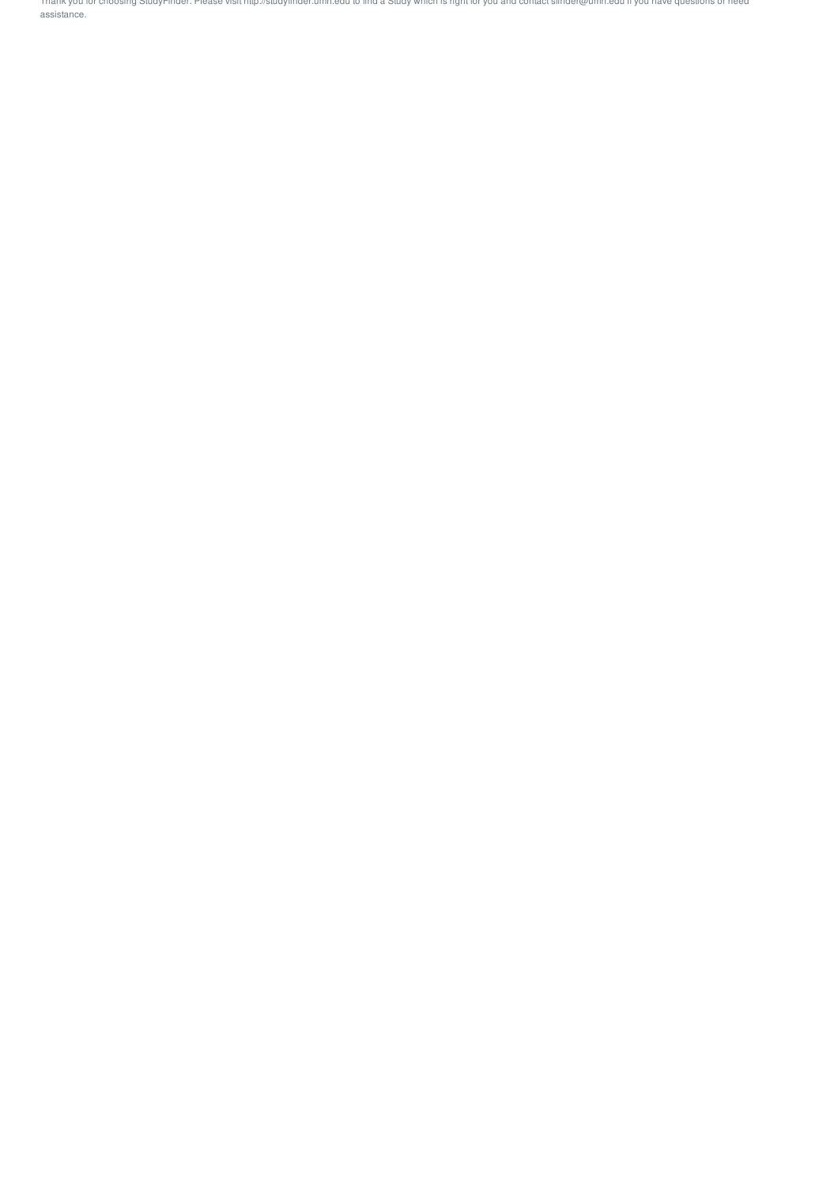Thank you for choosing StudyFinder. Please visit http://studyfinder.umn.edu to find a Study which is right for you and contact sfinder@umn.edu if you have questions or need assistance.